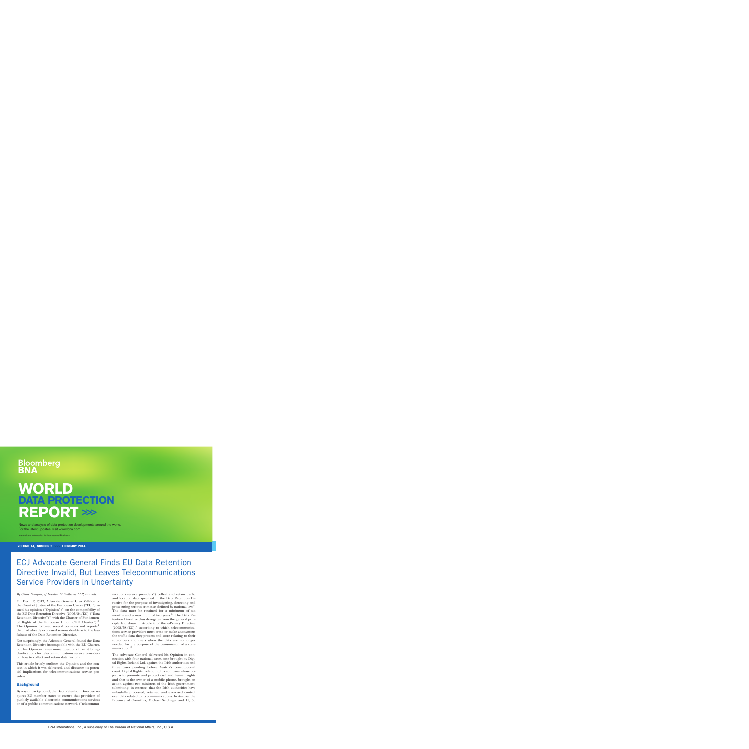Bloomberg BNA

# WORLD DATA PROTECTION REPORT >>>

News and analysis of data protection developments around the world. For the latest updates, visit www.bna.com

International Information for International Business

VOLUME 14, NUMBER 2 FEBRUARY 2014

## ECJ Advocate General Finds EU Data Retention Directive Invalid, But Leaves Telecommunications Service Providers in Uncertainty

*By Claire François, of Hunton & Williams LLP, Brussels.*

On Dec. 12, 2013, Advocate General Cruz Villalón of the Court of Justice of the European Union ("ECJ") issued his opinion ("Opinion")[1] on the compatibility of the EU Data Retention Directive (2006/24/EC) ("Data Retention Directive")[2] with the Charter of Fundamental Rights of the European Union ("EU Charter").[3] The Opinion followed several opinions and reports[4] that had already expressed serious doubts as to the lawfulness of the Data Retention Directive.

Not surprisingly, the Advocate General found the Data Retention Directive incompatible with the EU Charter, but his Opinion raises more questions than it brings clarifications for telecommunications service providers on how to collect and retain data lawfully.

This article briefly outlines the Opinion and the context in which it was delivered, and discusses its potential implications for telecommunications service providers.

### Background

By way of background, the Data Retention Directive requires EU member states to ensure that providers of publicly available electronic communications services or of a public communications network ("telecommunications service providers") collect and retain traffic and location data specified in the Data Retention Directive for the purpose of investigating, detecting and prosecuting serious crimes as defined by national law.[5] The data must be retained for a minimum of six months and a maximum of two years.[6] The Data Retention Directive thus derogates from the general principle laid down in Article 6 of the e-Privacy Directive (2002/58/EC),[7] according to which telecommunications service providers must erase or make anonymous the traffic data they process and store relating to their subscribers and users when the data are no longer needed for the purpose of the transmission of a communication.[8]

The Advocate General delivered his Opinion in connection with four national cases, one brought by Digital Rights Ireland Ltd. against the Irish authorities and three cases pending before Austria's constitutional court. Digital Rights Ireland Ltd., a company whose object is to promote and protect civil and human rights and that is the owner of a mobile phone, brought an action against two ministers of the Irish government, submitting, in essence, that the Irish authorities have unlawfully processed, retained and exercised control over data related to its communications. In Austria, the Province of Corinthia, Michael Seitlinger and 11,130

BNA International Inc., a subsidiary of The Bureau of National Affairs, Inc., U.S.A.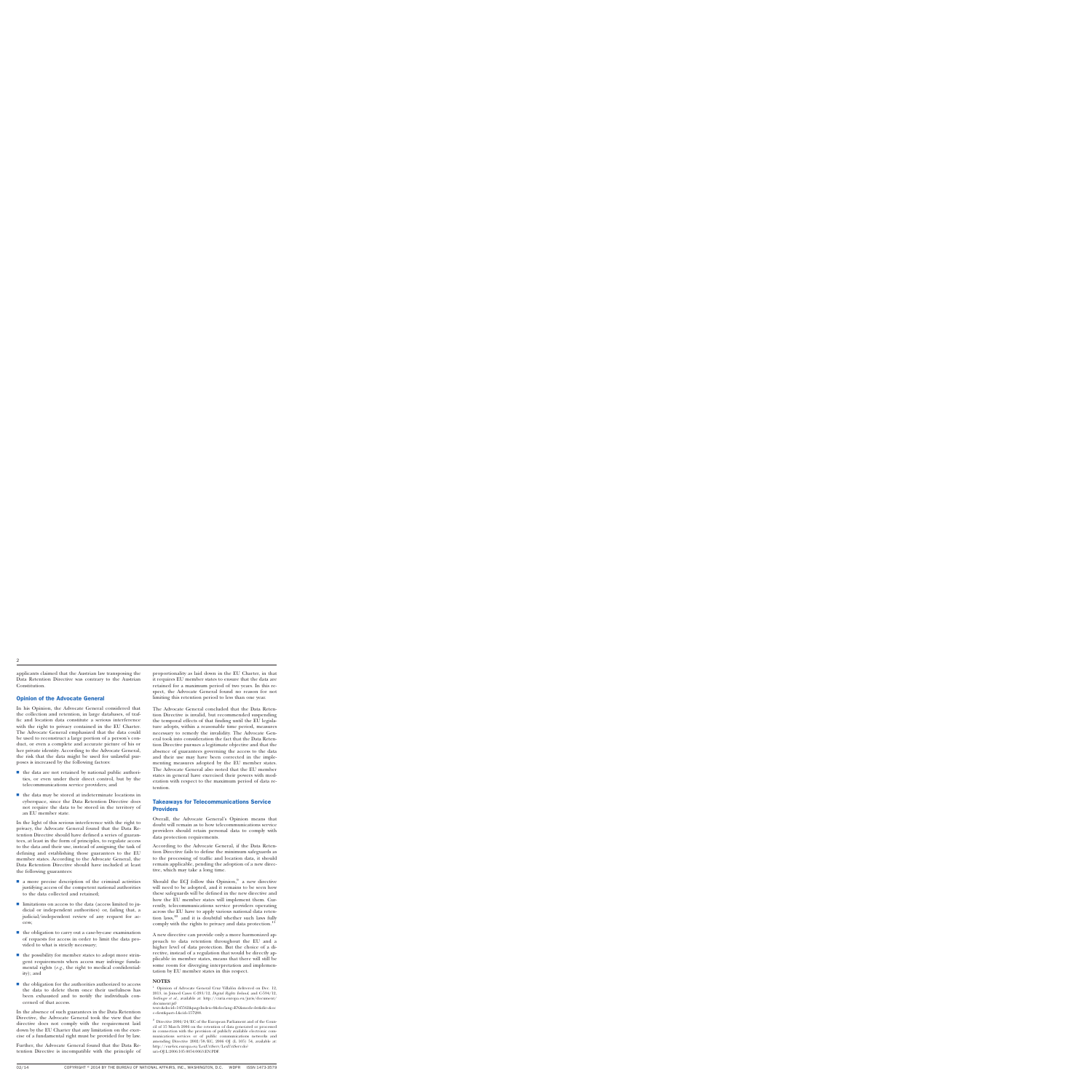applicants claimed that the Austrian law transposing the Data Retention Directive was contrary to the Austrian Constitution.

## Opinion of the Advocate General

In his Opinion, the Advocate General considered that the collection and retention, in large databases, of traffic and location data constitute a serious interference with the right to privacy contained in the EU Charter. The Advocate General emphasized that the data could be used to reconstruct a large portion of a person's conduct, or even a complete and accurate picture of his or her private identity. According to the Advocate General, the risk that the data might be used for unlawful purposes is increased by the following factors:

- the data are not retained by national public authorities, or even under their direct control, but by the telecommunications service providers; and
- the data may be stored at indeterminate locations in cyberspace, since the Data Retention Directive does not require the data to be stored in the territory of an EU member state.

In the light of this serious interference with the right to privacy, the Advocate General found that the Data Retention Directive should have defined a series of guarantees, at least in the form of principles, to regulate access to the data and their use, instead of assigning the task of defining and establishing those guarantees to the EU member states. According to the Advocate General, the Data Retention Directive should have included at least the following guarantees:

- a more precise description of the criminal activities justifying access of the competent national authorities to the data collected and retained;
- limitations on access to the data (access limited to judicial or independent authorities) or, failing that, a judicial/independent review of any request for access;
- the obligation to carry out a case-by-case examination of requests for access in order to limit the data provided to what is strictly necessary;
- the possibility for member states to adopt more stringent requirements when access may infringe fundamental rights (*e.g.*, the right to medical confidentiality); and
- the obligation for the authorities authorized to access the data to delete them once their usefulness has been exhausted and to notify the individuals concerned of that access.

In the absence of such guarantees in the Data Retention Directive, the Advocate General took the view that the directive does not comply with the requirement laid down by the EU Charter that any limitation on the exercise of a fundamental right must be provided for by law.

Further, the Advocate General found that the Data Retention Directive is incompatible with the principle of proportionality as laid down in the EU Charter, in that it requires EU member states to ensure that the data are retained for a maximum period of two years. In this respect, the Advocate General found no reason for not limiting this retention period to less than one year.

The Advocate General concluded that the Data Retention Directive is invalid, but recommended suspending the temporal effects of that finding until the EU legislature adopts, within a reasonable time period, measures necessary to remedy the invalidity. The Advocate General took into consideration the fact that the Data Retention Directive pursues a legitimate objective and that the absence of guarantees governing the access to the data and their use may have been corrected in the implementing measures adopted by the EU member states. The Advocate General also noted that the EU member states in general have exercised their powers with moderation with respect to the maximum period of data retention.

## Takeaways for Telecommunications Service Providers

Overall, the Advocate General's Opinion means that doubt will remain as to how telecommunications service providers should retain personal data to comply with data protection requirements.

According to the Advocate General, if the Data Retention Directive fails to define the minimum safeguards as to the processing of traffic and location data, it should remain applicable, pending the adoption of a new directive, which may take a long time.

Should the ECJ follow this Opinion,[9] a new directive will need to be adopted, and it remains to be seen how these safeguards will be defined in the new directive and how the EU member states will implement them. Currently, telecommunications service providers operating across the EU have to apply various national data retention laws,[10] and it is doubtful whether such laws fully comply with the rights to privacy and data protection.[11]

A new directive can provide only a more harmonized approach to data retention throughout the EU and a higher level of data protection. But the choice of a directive, instead of a regulation that would be directly applicable in member states, means that there will still be some room for diverging interpretation and implementation by EU member states in this respect.

### NOTES

[1] Opinion of Advocate General Cruz Villalón delivered on Dec. 12, 2013, in Joined Cases C-293/12, *Digital Rights Ireland*, and C-594/12, *Seitlinger et al.*, available at: http://curia.europa.eu/juris/document/document.jsf?text=&docid=145562&pageIndex=0&doclang=EN&mode=lst&dir=&occ=first&part=1&cid=157260.

[2] Directive 2006/24/EC of the European Parliament and of the Council of 15 March 2006 on the retention of data generated or processed in connection with the provision of publicly available electronic communications services or of public communications networks and amending Directive 2002/58/EC, 2006 OJ (L 105) 54, available at: http://eurlex.europa.eu/LexUriServ/LexUriServ.do?uri=OJ:L:2006:105:0054:0063:EN:PDF.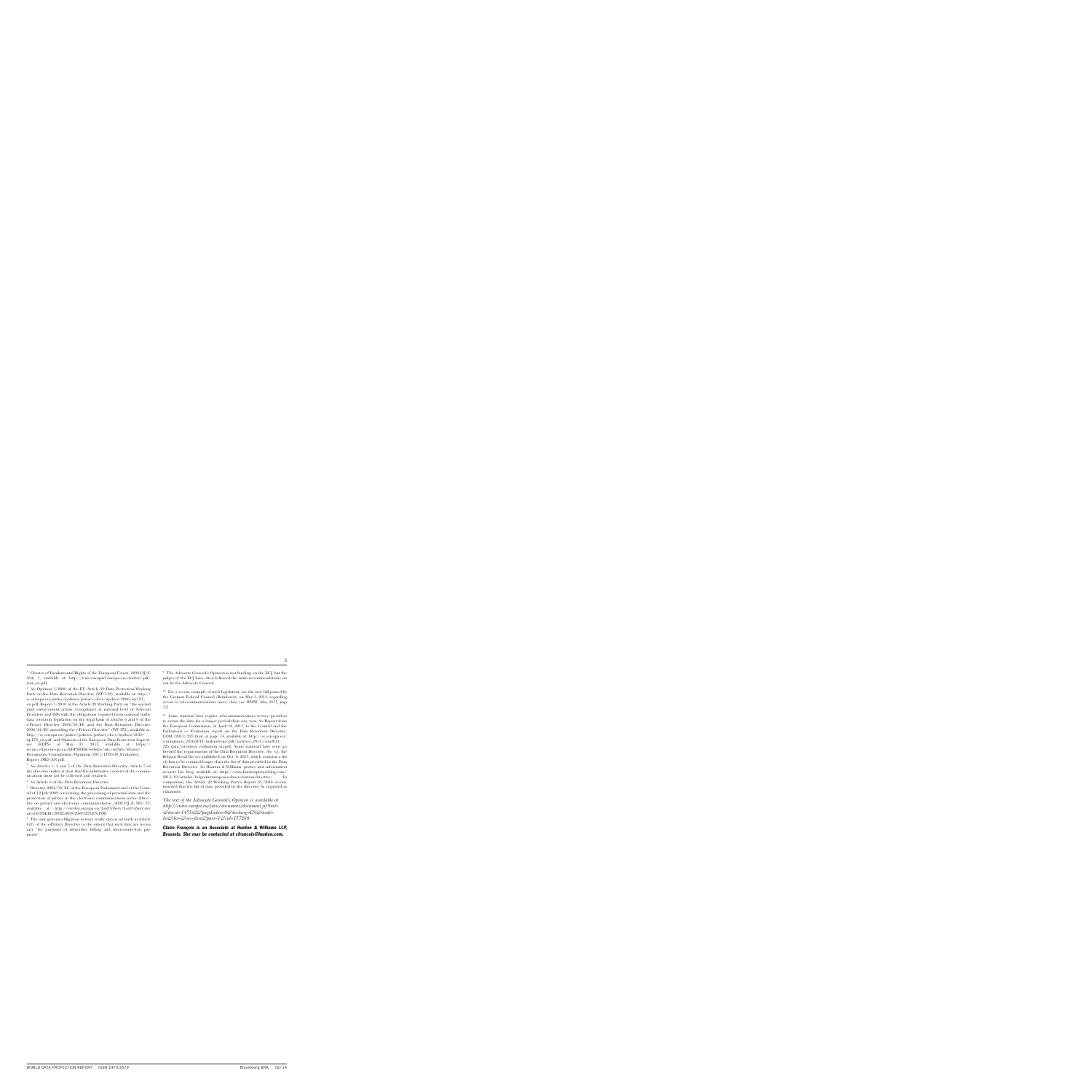[4] Charter of Fundamental Rights of the European Union, 2000 OJ (C 364) 1, available at: http://www.europarl.europa.eu/charter/pdf/text_en.pdf.

[5] *See* Opinion 3/2006 of the EU Article 29 Data Protection Working Party on the Data Retention Directive (WP 119), available at: http://ec.europa.eu/justice/policies/privacy/docs/wpdocs/2006/wp119_en.pdf; Report 1/2010 of the Article 29 Working Party on "the second joint enforcement action: Compliance at national level of Telecom Providers and ISPs with the obligations required from national traffic data retention legislation on the legal basis of articles 6 and 9 of the e-Privacy Directive 2002/58/EC and the Data Retention Directive 2006/24/EC amending the e-Privacy Directive" (WP 172), available at: http://ec.europa.eu/justice/policies/privacy/docs/wpdocs/2010/wp172_en.pdf; and Opinion of the European Data Protection Supervisor (EDPS) of May 31, 2011, available at: https://secure.edps.europa.eu/EDPSWEB/webdav/site/mySite/shared/Documents/Consultation/Opinions/2011/11-05-30_Evaluation_Report_DRD_EN.pdf.

[6] *See* Articles 1, 3 and 5 of the Data Retention Directive. Article 5 of the directive makes it clear that the substantive content of the communications must not be collected and retained.

[6] *See* Article 6 of the Data Retention Directive.

[7] Directive 2002/58/EC of the European Parliament and of the Council of 12 July 2002 concerning the processing of personal data and the protection of privacy in the electronic communications sector (Directive on privacy and electronic communications), 2002 OJ (L 201) 37, available at: http://eur-lex.europa.eu/LexUriServ/LexUriServ.do?uri=CONSLEG:2002L0058:20091219:EN:PDF.

[8] The only general obligation to store traffic data is set forth in Article 6(2) of the e-Privacy Directive to the extent that such data are necessary "for purposes of subscriber billing and interconnection payments".

[9] The Advocate General's Opinion is not binding on the ECJ, but the judges of the ECJ have often followed the main recommendations set out by the Advocate General.

[10] For a recent example of such legislation, see the new bill passed by the German Federal Council (Bundesrat) on May 3, 2013, regarding access to telecommunications users' data (*see WDPR, May 2013, page 27*).

[11] Some national laws require telecommunications service providers to retain the data for a longer period than one year. *See* Report from the European Commission, of April 18, 2011, to the Council and the Parliament — Evaluation report on the Data Retention Directive, COM (2011) 225 final, at page 14, available at: http://ec.europa.eu/commission_2010-2014/malmstrom/pdf/archives_2011/com2011_225_data_retention_evaluation_en.pdf. Some national laws even go beyond the requirements of the Data Retention Directive. *See, e.g.,* the Belgian Royal Decree published on Oct. 8, 2013, which contains a list of data to be retained longer than the list of data provided in the Data Retention Directive. *See* Hunton & Williams' privacy and information security law blog available at: https://www.huntonprivacyblog.com/2013/10/articles/belgium-transposes-data-retention-directive/. In comparison, the Article 29 Working Party's Report 01/2010 recommended that the list of data provided by the directive be regarded as exhaustive.

*The text of the Advocate General's Opinion is available at http://curia.europa.eu/juris/document/document.jsf?text=&docid=145562&pageIndex=0&doclang=EN&mode=lst&dir=&occ=first&part=1&cid=157288.*

***Claire François is an Associate at Hunton & Williams LLP, Brussels. She may be contacted at cfrancois@hunton.com.***